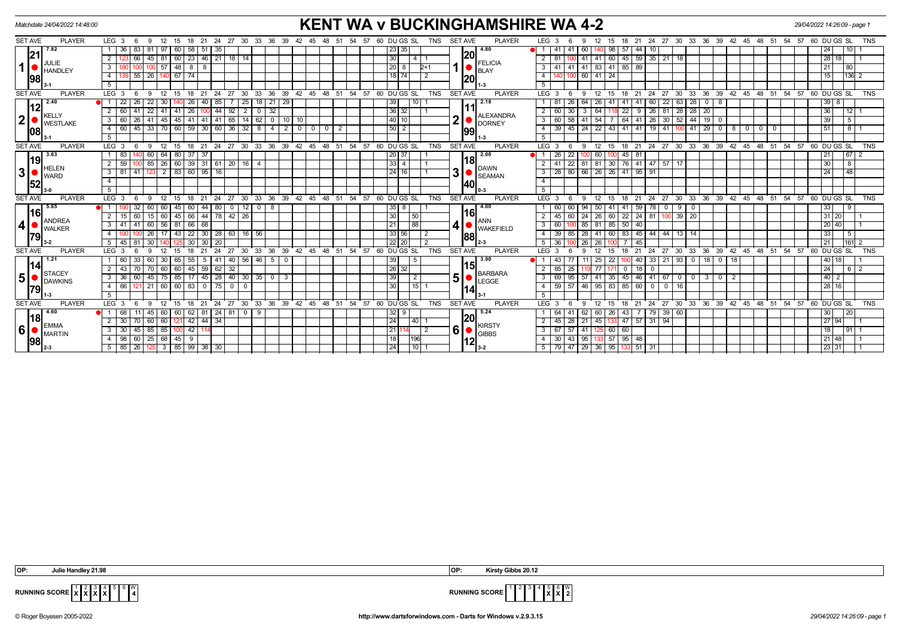Matchdate 24/04/2022 14:48:00

# KENT WA v BUCKINGHAMSHIRE WA 4-2

29/04/2022 14:26:09 - page 1

## Match 1

| SET AVE | PLAYER | LEG | Scores | DU | GS | SL | TNS |
|---|---|---|---|---|---|---|---|
| 21.98 (7.82) | JULIE HANDLEY 3-1 | 1 | 36 83 81 97 60 58 51 35 | | 23 | 35 | |
| | | 2 | 123 66 45 81 60 23 46 21 18 14 | | 30 | | 4 1 |
| | | 3 | 180 100 100 57 48 8 8 | | 20 | 8 | 2+1 |
| | | 4 | 139 55 26 140 67 74 | | 18 | 74 | 2 |
| 20.20 (4.80) | FELICIA BLAY 1-3 | 1 | 41 41 60 140 98 57 44 10 | | 24 | | 10 1 |
| | | 2 | 81 100 41 41 60 45 59 35 21 18 | | 28 | 18 | 1 |
| | | 3 | 41 41 41 83 41 85 89 | | 21 | | 80 |
| | | 4 | 140 100 60 41 24 | | 15 | | 136 2 |

## Match 2

| SET AVE | PLAYER | LEG | Scores | DU | GS | SL | TNS |
|---|---|---|---|---|---|---|---|
| 12.08 (2.40) | KELLY WESTLAKE 3-1 | 1 | 22 26 22 30 140 26 40 85 7 25 18 21 29 | | 39 | | 10 1 |
| | | 2 | 60 41 22 41 41 26 100 44 92 2 0 32 | | 36 | 32 | 1 |
| | | 3 | 60 26 41 45 45 41 41 41 65 14 62 0 10 10 | | 40 | 10 | |
| | | 4 | 60 45 33 70 60 59 30 60 36 32 8 4 2 0 0 0 2 | | 50 | 2 | |
| 11.99 (2.18) | ALEXANDRA DORNEY 1-3 | 1 | 81 26 64 26 41 41 41 60 22 63 28 0 8 | | 39 | 8 | |
| | | 2 | 60 30 3 64 118 22 9 26 81 28 28 20 | | 36 | | 12 1 |
| | | 3 | 60 58 41 54 7 64 41 26 30 52 44 19 0 | | 39 | | 5 |
| | | 4 | 39 45 24 22 43 41 41 19 41 100 41 29 0 8 0 0 0 | | 51 | | 8 1 |

## Match 3

| SET AVE | PLAYER | LEG | Scores | DU | GS | SL | TNS |
|---|---|---|---|---|---|---|---|
| 19.52 (3.63) | HELEN WARD 3-0 | 1 | 83 140 60 64 80 37 37 | | 20 | 37 | 1 |
| | | 2 | 59 100 85 26 60 39 31 61 20 16 4 | | 33 | 4 | 1 |
| | | 3 | 81 41 123 2 83 60 95 16 | | 24 | 16 | 1 |
| 18.40 (2.00) | DAWN SEAMAN 0-3 | 1 | 26 22 100 60 100 45 81 | | 21 | | 67 2 |
| | | 2 | 41 22 81 81 30 76 41 47 57 17 | | 30 | | 8 |
| | | 3 | 28 80 66 26 26 41 95 91 | | 24 | | 48 |

## Match 4

| SET AVE | PLAYER | LEG | Scores | DU | GS | SL | TNS |
|---|---|---|---|---|---|---|---|
| 16.79 (5.65) | ANDREA WALKER 3-2 | 1 | 100 32 60 60 45 60 44 80 0 12 0 8 | | 35 | 8 | 1 |
| | | 2 | 15 60 15 60 45 66 44 78 42 26 | | 30 | | 50 |
| | | 3 | 41 41 60 56 81 66 68 | | 21 | | 88 |
| | | 4 | 100 100 26 17 43 22 30 28 63 16 56 | | 33 | 56 | 2 |
| | | 5 | 45 81 30 140 125 30 30 20 | | 22 | 20 | 2 |
| 16.88 (4.00) | ANN WAKEFIELD 2-3 | 1 | 60 60 94 50 41 41 59 78 0 9 0 | | 33 | | 9 |
| | | 2 | 45 60 24 26 60 22 24 81 100 39 20 | | 31 | 20 | 1 |
| | | 3 | 60 100 85 81 85 50 40 | | 20 | 40 | 1 |
| | | 4 | 39 85 28 41 60 83 45 44 44 13 14 | | 33 | | 5 |
| | | 5 | 36 100 26 26 100 7 45 | | 21 | | 161 2 |

## Match 5

| SET AVE | PLAYER | LEG | Scores | DU | GS | SL | TNS |
|---|---|---|---|---|---|---|---|
| 14.79 (1.21) | STACEY DAWKINS 1-3 | 1 | 60 33 60 30 65 55 5 41 40 56 46 5 0 | | 39 | | 5 |
| | | 2 | 43 70 70 60 60 45 59 62 32 | | 26 | 32 | |
| | | 3 | 36 60 45 75 85 17 45 28 40 30 35 0 3 | | 39 | | 2 |
| | | 4 | 66 121 21 60 60 83 0 75 0 0 | | 30 | | 15 1 |
| 15.14 (3.90) | BARBARA LEGGE 3-1 | 1 | 43 77 11 25 22 100 40 33 21 93 0 18 0 18 | | 40 | 18 | 1 |
| | | 2 | 85 25 119 77 171 0 18 0 | | 24 | | 6 2 |
| | | 3 | 69 95 57 41 35 45 46 41 67 0 0 3 0 2 | | 40 | 2 | |
| | | 4 | 59 57 46 95 83 85 60 0 0 16 | | 28 | 16 | |

## Match 6

| SET AVE | PLAYER | LEG | Scores | DU | GS | SL | TNS |
|---|---|---|---|---|---|---|---|
| 18.98 (4.60) | EMMA MARTIN 2-3 | 1 | 68 11 45 60 60 62 81 24 81 0 9 | | 32 | 9 | |
| | | 2 | 30 70 60 60 121 42 44 34 | | 24 | | 40 1 |
| | | 3 | 30 45 85 85 100 42 114 | | 21 | 114 | 2 |
| | | 4 | 98 60 25 68 45 9 | | 18 | | 196 |
| | | 5 | 85 26 125 3 85 99 38 30 | | 24 | | 10 1 |
| 20.12 (5.24) | KIRSTY GIBBS 3-2 | 1 | 64 41 62 60 26 43 7 79 39 60 | | 30 | | 20 |
| | | 2 | 45 28 21 45 133 47 57 31 94 | | 27 | 94 | 1 |
| | | 3 | 67 57 41 125 60 60 | | 18 | | 91 1 |
| | | 4 | 30 43 95 133 57 95 48 | | 21 | 48 | 1 |
| | | 5 | 79 47 29 36 95 133 51 31 | | 23 | 31 | 1 |

OP: Julie Handley 21.98

OP: Kirsty Gibbs 20.12

| RUNNING SCORE | 1 | 2 | 3 | 4 | 5 | 6 | W |
|---|---|---|---|---|---|---|---|
| Kent | X | X | X | X | | | 4 |
| Buckinghamshire | | | | | X | X | 2 |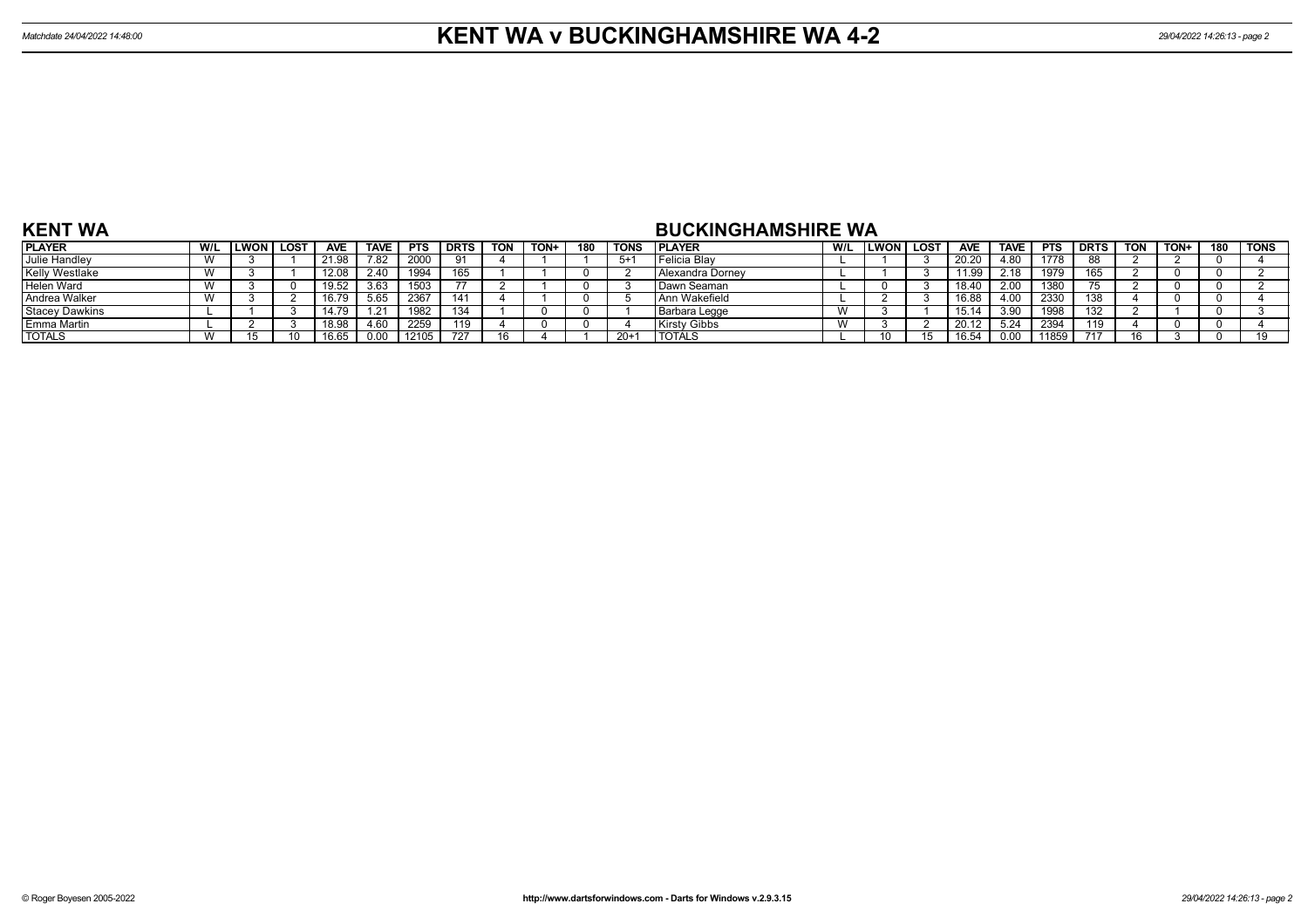# KENT WA v BUCKINGHAMSHIRE WA 4-2

Matchdate 24/04/2022 14:48:00

## KENT WA

| PLAYER | W/L | LWON | LOST | AVE | TAVE | PTS | DRTS | TON | TON+ | 180 | TONS |
|---|---|---|---|---|---|---|---|---|---|---|---|
| Julie Handley | W | 3 | 1 | 21.98 | 7.82 | 2000 | 91 | 4 | 1 | 1 | 5+1 |
| Kelly Westlake | W | 3 | 1 | 12.08 | 2.40 | 1994 | 165 | 1 | 1 | 0 | 2 |
| Helen Ward | W | 3 | 0 | 19.52 | 3.63 | 1503 | 77 | 2 | 1 | 0 | 3 |
| Andrea Walker | W | 3 | 2 | 16.79 | 5.65 | 2367 | 141 | 4 | 1 | 0 | 5 |
| Stacey Dawkins | L | 1 | 3 | 14.79 | 1.21 | 1982 | 134 | 1 | 0 | 0 | 1 |
| Emma Martin | L | 2 | 3 | 18.98 | 4.60 | 2259 | 119 | 4 | 0 | 0 | 4 |
| TOTALS | W | 15 | 10 | 16.65 | 0.00 | 12105 | 727 | 16 | 4 | 1 | 20+1 |

## BUCKINGHAMSHIRE WA

| PLAYER | W/L | LWON | LOST | AVE | TAVE | PTS | DRTS | TON | TON+ | 180 | TONS |
|---|---|---|---|---|---|---|---|---|---|---|---|
| Felicia Blay | L | 1 | 3 | 20.20 | 4.80 | 1778 | 88 | 2 | 2 | 0 | 4 |
| Alexandra Dorney | L | 1 | 3 | 11.99 | 2.18 | 1979 | 165 | 2 | 0 | 0 | 2 |
| Dawn Seaman | L | 0 | 3 | 18.40 | 2.00 | 1380 | 75 | 2 | 0 | 0 | 2 |
| Ann Wakefield | L | 2 | 3 | 16.88 | 4.00 | 2330 | 138 | 4 | 0 | 0 | 4 |
| Barbara Legge | W | 3 | 1 | 15.14 | 3.90 | 1998 | 132 | 2 | 1 | 0 | 3 |
| Kirsty Gibbs | W | 3 | 2 | 20.12 | 5.24 | 2394 | 119 | 4 | 0 | 0 | 4 |
| TOTALS | L | 10 | 15 | 16.54 | 0.00 | 11859 | 717 | 16 | 3 | 0 | 19 |